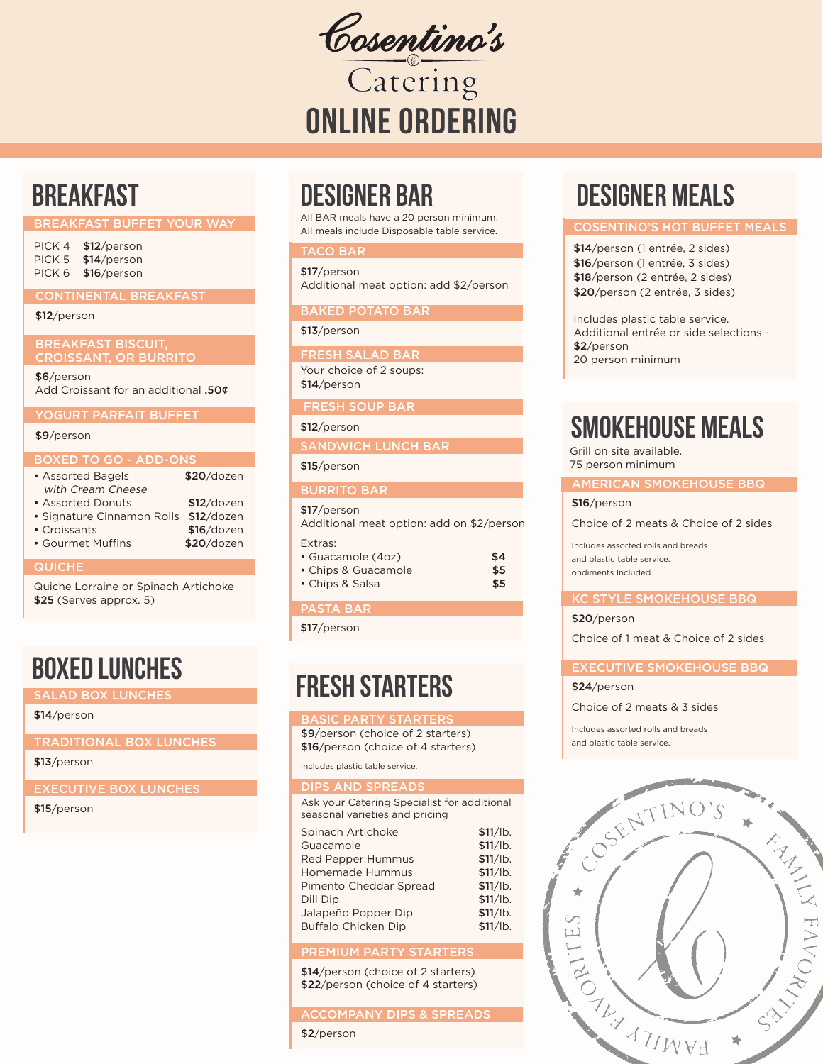# Cosentino's Catering

# ONLINE ORDERING

## BREAKFAST

### BREAKFAST BUFFET YOUR WAY

PICK 4 **$12**/person
PICK 5 **$14**/person
PICK 6 **$16**/person

### CONTINENTAL BREAKFAST

**$12**/person

### BREAKFAST BISCUIT, CROISSANT, OR BURRITO

**$6**/person
Add Croissant for an additional **.50¢**

### YOGURT PARFAIT BUFFET

**$9**/person

### BOXED TO GO - ADD-ONS

- Assorted Bagels *with Cream Cheese* — **$20**/dozen
- Assorted Donuts — **$12**/dozen
- Signature Cinnamon Rolls — **$12**/dozen
- Croissants — **$16**/dozen
- Gourmet Muffins — **$20**/dozen

### QUICHE

Quiche Lorraine or Spinach Artichoke
**$25** (Serves approx. 5)

## BOXED LUNCHES

### SALAD BOX LUNCHES

**$14**/person

### TRADITIONAL BOX LUNCHES

**$13**/person

### EXECUTIVE BOX LUNCHES

**$15**/person

## DESIGNER BAR

All BAR meals have a 20 person minimum.
All meals include Disposable table service.

### TACO BAR

**$17**/person
Additional meat option: add $2/person

### BAKED POTATO BAR

**$13**/person

### FRESH SALAD BAR

Your choice of 2 soups:
**$14**/person

### FRESH SOUP BAR

**$12**/person

### SANDWICH LUNCH BAR

**$15**/person

### BURRITO BAR

**$17**/person
Additional meat option: add on $2/person

Extras:

- Guacamole (4oz) — **$4**
- Chips & Guacamole — **$5**
- Chips & Salsa — **$5**

### PASTA BAR

**$17**/person

## FRESH STARTERS

### BASIC PARTY STARTERS

**$9**/person (choice of 2 starters)
**$16**/person (choice of 4 starters)

Includes plastic table service.

### DIPS AND SPREADS

Ask your Catering Specialist for additional seasonal varieties and pricing

| Item | Price |
|---|---|
| Spinach Artichoke | **$11**/lb. |
| Guacamole | **$11**/lb. |
| Red Pepper Hummus | **$11**/lb. |
| Homemade Hummus | **$11**/lb. |
| Pimento Cheddar Spread | **$11**/lb. |
| Dill Dip | **$11**/lb. |
| Jalapeño Popper Dip | **$11**/lb. |
| Buffalo Chicken Dip | **$11**/lb. |

### PREMIUM PARTY STARTERS

**$14**/person (choice of 2 starters)
**$22**/person (choice of 4 starters)

### ACCOMPANY DIPS & SPREADS

**$2**/person

## DESIGNER MEALS

### COSENTINO'S HOT BUFFET MEALS

**$14**/person (1 entrée, 2 sides)
**$16**/person (1 entrée, 3 sides)
**$18**/person (2 entrée, 2 sides)
**$20**/person (2 entrée, 3 sides)

Includes plastic table service.
Additional entrée or side selections - **$2**/person
20 person minimum

## SMOKEHOUSE MEALS

Grill on site available.
75 person minimum

### AMERICAN SMOKEHOUSE BBQ

**$16**/person

Choice of 2 meats & Choice of 2 sides

Includes assorted rolls and breads and plastic table service. ondiments Included.

### KC STYLE SMOKEHOUSE BBQ

**$20**/person

Choice of 1 meat & Choice of 2 sides

### EXECUTIVE SMOKEHOUSE BBQ

**$24**/person

Choice of 2 meats & 3 sides

Includes assorted rolls and breads and plastic table service.

COSENTINO'S ★ FAMILY FAVORITES ★ FAMILY FAVORITES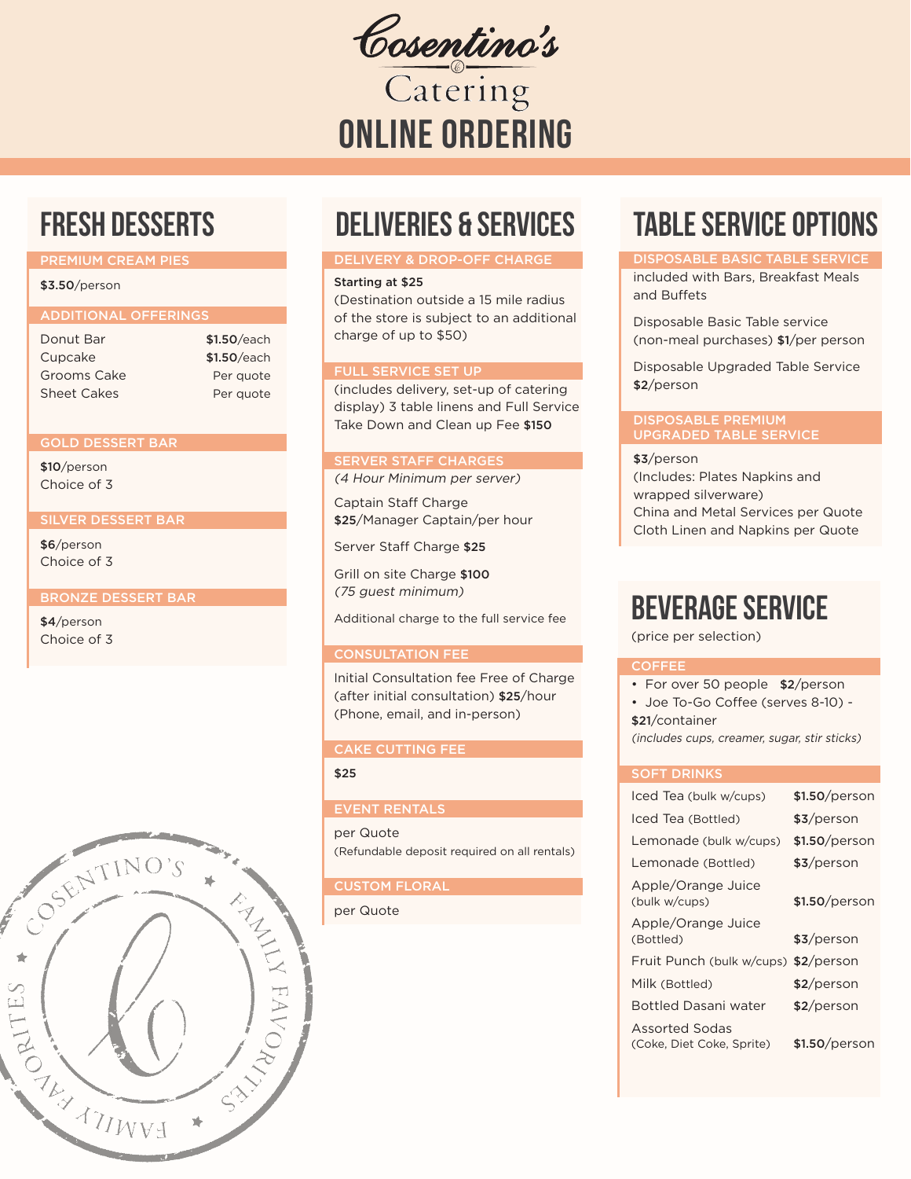# Cosentino's Catering

# ONLINE ORDERING

## FRESH DESSERTS

### PREMIUM CREAM PIES

**$3.50**/person

### ADDITIONAL OFFERINGS

| | |
|---|---|
| Donut Bar | **$1.50**/each |
| Cupcake | **$1.50**/each |
| Grooms Cake | Per quote |
| Sheet Cakes | Per quote |

### GOLD DESSERT BAR

**$10**/person
Choice of 3

### SILVER DESSERT BAR

**$6**/person
Choice of 3

### BRONZE DESSERT BAR

**$4**/person
Choice of 3

## DELIVERIES & SERVICES

### DELIVERY & DROP-OFF CHARGE

**Starting at $25**
(Destination outside a 15 mile radius of the store is subject to an additional charge of up to $50)

### FULL SERVICE SET UP

(includes delivery, set-up of catering display) 3 table linens and Full Service Take Down and Clean up Fee **$150**

### SERVER STAFF CHARGES

*(4 Hour Minimum per server)*

Captain Staff Charge **$25**/Manager Captain/per hour

Server Staff Charge **$25**

Grill on site Charge **$100**
*(75 guest minimum)*

Additional charge to the full service fee

### CONSULTATION FEE

Initial Consultation fee Free of Charge (after initial consultation) **$25**/hour (Phone, email, and in-person)

### CAKE CUTTING FEE

**$25**

### EVENT RENTALS

per Quote
(Refundable deposit required on all rentals)

### CUSTOM FLORAL

per Quote

## TABLE SERVICE OPTIONS

### DISPOSABLE BASIC TABLE SERVICE

included with Bars, Breakfast Meals and Buffets

Disposable Basic Table service (non-meal purchases) **$1**/per person

Disposable Upgraded Table Service **$2**/person

### DISPOSABLE PREMIUM UPGRADED TABLE SERVICE

**$3**/person
(Includes: Plates Napkins and wrapped silverware)
China and Metal Services per Quote
Cloth Linen and Napkins per Quote

## BEVERAGE SERVICE

(price per selection)

### COFFEE

- For over 50 people **$2**/person
- Joe To-Go Coffee (serves 8-10) - **$21**/container

*(includes cups, creamer, sugar, stir sticks)*

### SOFT DRINKS

| | |
|---|---|
| Iced Tea (bulk w/cups) | **$1.50**/person |
| Iced Tea (Bottled) | **$3**/person |
| Lemonade (bulk w/cups) | **$1.50**/person |
| Lemonade (Bottled) | **$3**/person |
| Apple/Orange Juice (bulk w/cups) | **$1.50**/person |
| Apple/Orange Juice (Bottled) | **$3**/person |
| Fruit Punch (bulk w/cups) | **$2**/person |
| Milk (Bottled) | **$2**/person |
| Bottled Dasani water | **$2**/person |
| Assorted Sodas (Coke, Diet Coke, Sprite) | **$1.50**/person |